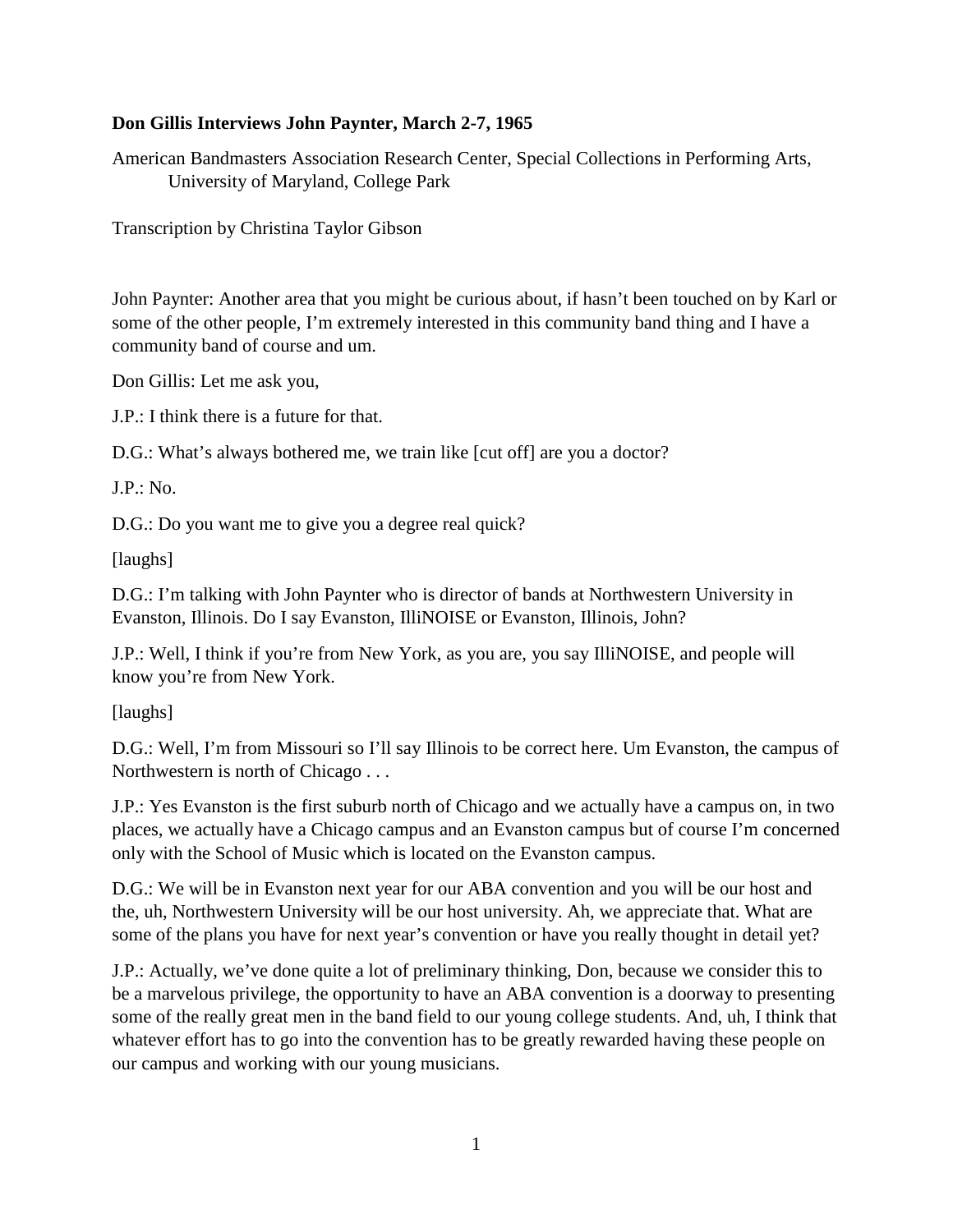**Don Gillis Interviews John Paynter, March 2-7, 1965**

American Bandmasters Association Research Center, Special Collections in Performing Arts, University of Maryland, College Park

Transcription by Christina Taylor Gibson

John Paynter: Another area that you might be curious about, if hasn't been touched on by Karl or some of the other people, I'm extremely interested in this community band thing and I have a community band of course and um.

Don Gillis: Let me ask you,

J.P.: I think there is a future for that.

D.G.: What's always bothered me, we train like [cut off] are you a doctor?

J.P.: No.

D.G.: Do you want me to give you a degree real quick?

[laughs]

D.G.: I'm talking with John Paynter who is director of bands at Northwestern University in Evanston, Illinois. Do I say Evanston, IlliNOISE or Evanston, Illinois, John?

J.P.: Well, I think if you're from New York, as you are, you say IlliNOISE, and people will know you're from New York.

[laughs]

D.G.: Well, I'm from Missouri so I'll say Illinois to be correct here. Um Evanston, the campus of Northwestern is north of Chicago . . .

J.P.: Yes Evanston is the first suburb north of Chicago and we actually have a campus on, in two places, we actually have a Chicago campus and an Evanston campus but of course I'm concerned only with the School of Music which is located on the Evanston campus.

D.G.: We will be in Evanston next year for our ABA convention and you will be our host and the, uh, Northwestern University will be our host university. Ah, we appreciate that. What are some of the plans you have for next year's convention or have you really thought in detail yet?

J.P.: Actually, we've done quite a lot of preliminary thinking, Don, because we consider this to be a marvelous privilege, the opportunity to have an ABA convention is a doorway to presenting some of the really great men in the band field to our young college students. And, uh, I think that whatever effort has to go into the convention has to be greatly rewarded having these people on our campus and working with our young musicians.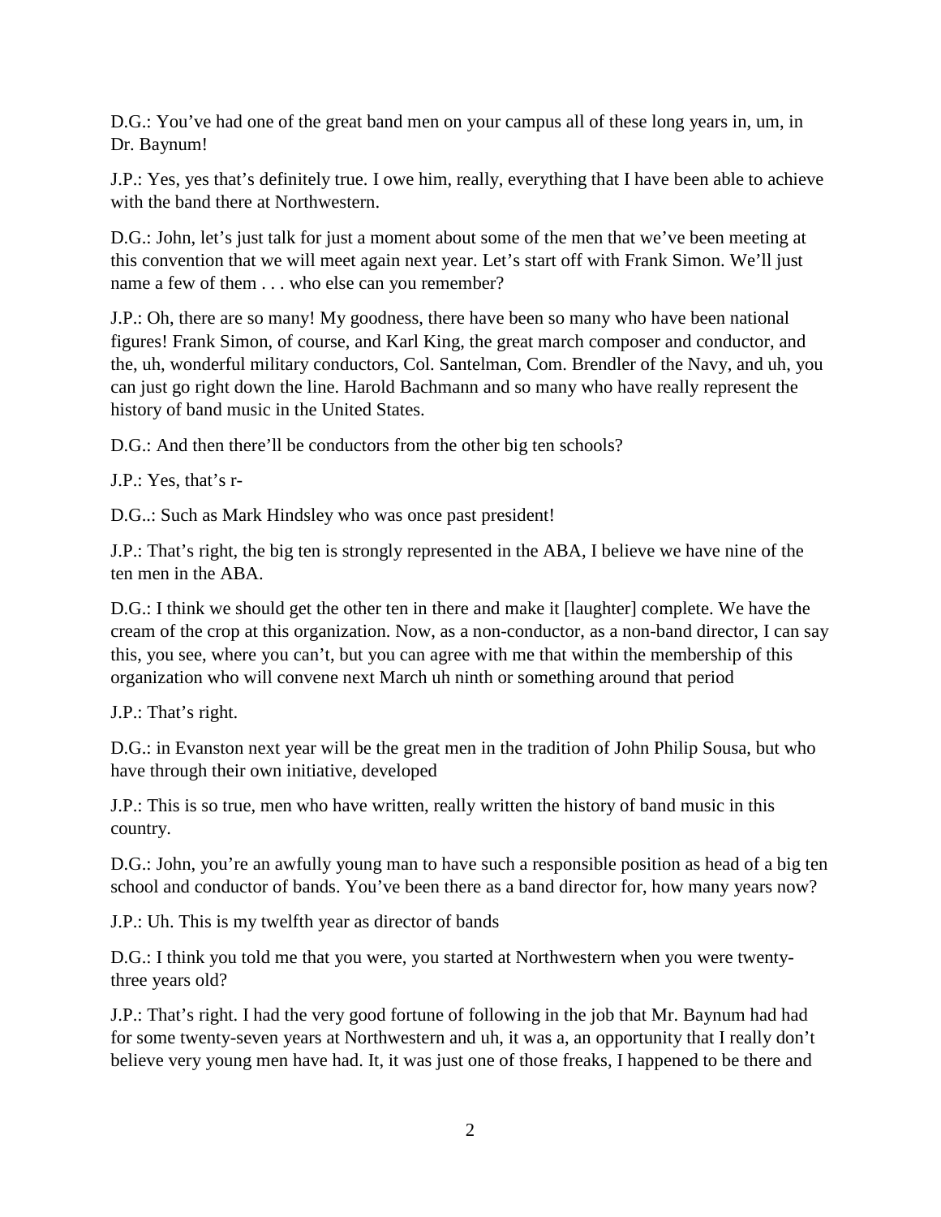D.G.: You've had one of the great band men on your campus all of these long years in, um, in Dr. Baynum!

J.P.: Yes, yes that's definitely true. I owe him, really, everything that I have been able to achieve with the band there at Northwestern.

D.G.: John, let's just talk for just a moment about some of the men that we've been meeting at this convention that we will meet again next year. Let's start off with Frank Simon. We'll just name a few of them . . . who else can you remember?

J.P.: Oh, there are so many! My goodness, there have been so many who have been national figures! Frank Simon, of course, and Karl King, the great march composer and conductor, and the, uh, wonderful military conductors, Col. Santelman, Com. Brendler of the Navy, and uh, you can just go right down the line. Harold Bachmann and so many who have really represent the history of band music in the United States.

D.G.: And then there'll be conductors from the other big ten schools?

J.P.: Yes, that's r-

D.G..: Such as Mark Hindsley who was once past president!

J.P.: That's right, the big ten is strongly represented in the ABA, I believe we have nine of the ten men in the ABA.

D.G.: I think we should get the other ten in there and make it [laughter] complete. We have the cream of the crop at this organization. Now, as a non-conductor, as a non-band director, I can say this, you see, where you can't, but you can agree with me that within the membership of this organization who will convene next March uh ninth or something around that period

J.P.: That's right.

D.G.: in Evanston next year will be the great men in the tradition of John Philip Sousa, but who have through their own initiative, developed

J.P.: This is so true, men who have written, really written the history of band music in this country.

D.G.: John, you're an awfully young man to have such a responsible position as head of a big ten school and conductor of bands. You've been there as a band director for, how many years now?

J.P.: Uh. This is my twelfth year as director of bands

D.G.: I think you told me that you were, you started at Northwestern when you were twenty-three years old?

J.P.: That's right. I had the very good fortune of following in the job that Mr. Baynum had had for some twenty-seven years at Northwestern and uh, it was a, an opportunity that I really don't believe very young men have had. It, it was just one of those freaks, I happened to be there and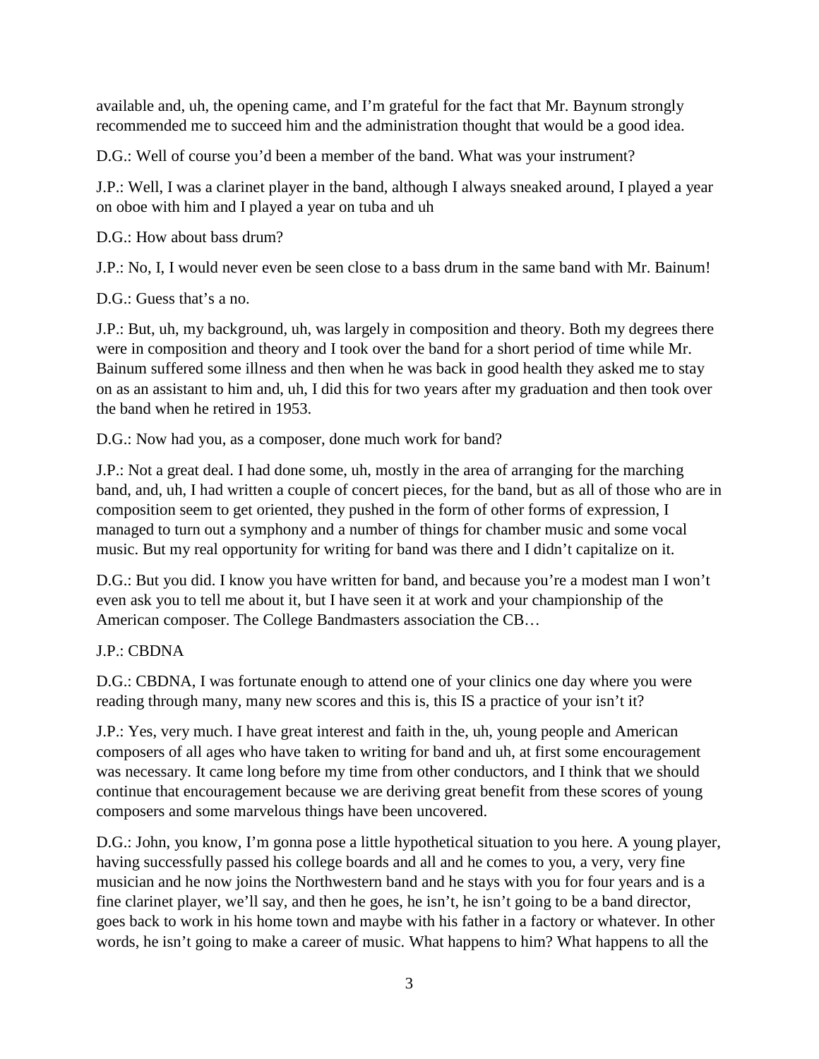available and, uh, the opening came, and I'm grateful for the fact that Mr. Baynum strongly recommended me to succeed him and the administration thought that would be a good idea.

D.G.: Well of course you'd been a member of the band. What was your instrument?

J.P.: Well, I was a clarinet player in the band, although I always sneaked around, I played a year on oboe with him and I played a year on tuba and uh

D.G.: How about bass drum?

J.P.: No, I, I would never even be seen close to a bass drum in the same band with Mr. Bainum!

D.G.: Guess that's a no.

J.P.: But, uh, my background, uh, was largely in composition and theory. Both my degrees there were in composition and theory and I took over the band for a short period of time while Mr. Bainum suffered some illness and then when he was back in good health they asked me to stay on as an assistant to him and, uh, I did this for two years after my graduation and then took over the band when he retired in 1953.

D.G.: Now had you, as a composer, done much work for band?

J.P.: Not a great deal. I had done some, uh, mostly in the area of arranging for the marching band, and, uh, I had written a couple of concert pieces, for the band, but as all of those who are in composition seem to get oriented, they pushed in the form of other forms of expression, I managed to turn out a symphony and a number of things for chamber music and some vocal music. But my real opportunity for writing for band was there and I didn't capitalize on it.

D.G.: But you did. I know you have written for band, and because you're a modest man I won't even ask you to tell me about it, but I have seen it at work and your championship of the American composer. The College Bandmasters association the CB…

J.P.: CBDNA

D.G.: CBDNA, I was fortunate enough to attend one of your clinics one day where you were reading through many, many new scores and this is, this IS a practice of your isn't it?

J.P.: Yes, very much. I have great interest and faith in the, uh, young people and American composers of all ages who have taken to writing for band and uh, at first some encouragement was necessary. It came long before my time from other conductors, and I think that we should continue that encouragement because we are deriving great benefit from these scores of young composers and some marvelous things have been uncovered.

D.G.: John, you know, I'm gonna pose a little hypothetical situation to you here. A young player, having successfully passed his college boards and all and he comes to you, a very, very fine musician and he now joins the Northwestern band and he stays with you for four years and is a fine clarinet player, we'll say, and then he goes, he isn't, he isn't going to be a band director, goes back to work in his home town and maybe with his father in a factory or whatever. In other words, he isn't going to make a career of music. What happens to him? What happens to all the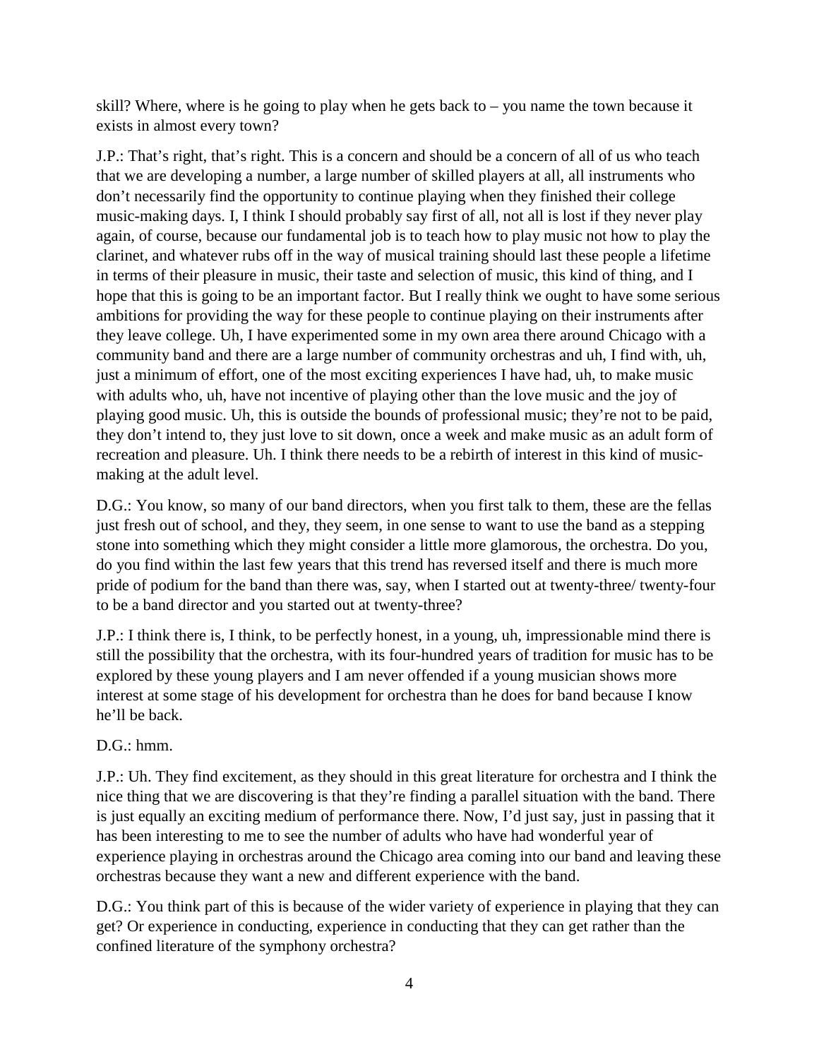skill? Where, where is he going to play when he gets back to – you name the town because it exists in almost every town?

J.P.: That's right, that's right. This is a concern and should be a concern of all of us who teach that we are developing a number, a large number of skilled players at all, all instruments who don't necessarily find the opportunity to continue playing when they finished their college music-making days. I, I think I should probably say first of all, not all is lost if they never play again, of course, because our fundamental job is to teach how to play music not how to play the clarinet, and whatever rubs off in the way of musical training should last these people a lifetime in terms of their pleasure in music, their taste and selection of music, this kind of thing, and I hope that this is going to be an important factor. But I really think we ought to have some serious ambitions for providing the way for these people to continue playing on their instruments after they leave college. Uh, I have experimented some in my own area there around Chicago with a community band and there are a large number of community orchestras and uh, I find with, uh, just a minimum of effort, one of the most exciting experiences I have had, uh, to make music with adults who, uh, have not incentive of playing other than the love music and the joy of playing good music. Uh, this is outside the bounds of professional music; they're not to be paid, they don't intend to, they just love to sit down, once a week and make music as an adult form of recreation and pleasure. Uh. I think there needs to be a rebirth of interest in this kind of music-making at the adult level.

D.G.: You know, so many of our band directors, when you first talk to them, these are the fellas just fresh out of school, and they, they seem, in one sense to want to use the band as a stepping stone into something which they might consider a little more glamorous, the orchestra. Do you, do you find within the last few years that this trend has reversed itself and there is much more pride of podium for the band than there was, say, when I started out at twenty-three/ twenty-four to be a band director and you started out at twenty-three?

J.P.: I think there is, I think, to be perfectly honest, in a young, uh, impressionable mind there is still the possibility that the orchestra, with its four-hundred years of tradition for music has to be explored by these young players and I am never offended if a young musician shows more interest at some stage of his development for orchestra than he does for band because I know he'll be back.

D.G.: hmm.

J.P.: Uh. They find excitement, as they should in this great literature for orchestra and I think the nice thing that we are discovering is that they're finding a parallel situation with the band. There is just equally an exciting medium of performance there. Now, I'd just say, just in passing that it has been interesting to me to see the number of adults who have had wonderful year of experience playing in orchestras around the Chicago area coming into our band and leaving these orchestras because they want a new and different experience with the band.

D.G.: You think part of this is because of the wider variety of experience in playing that they can get? Or experience in conducting, experience in conducting that they can get rather than the confined literature of the symphony orchestra?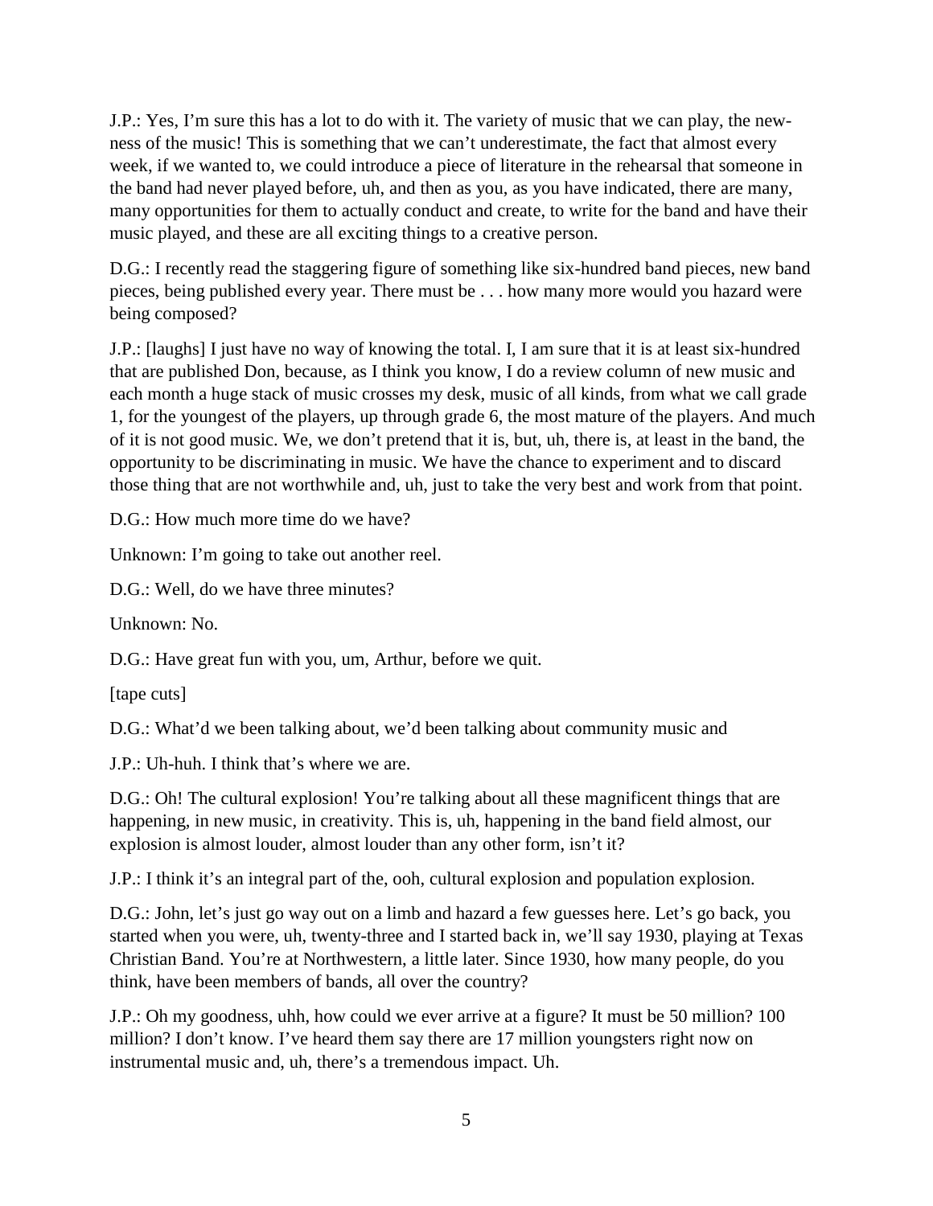J.P.: Yes, I'm sure this has a lot to do with it. The variety of music that we can play, the new-ness of the music! This is something that we can't underestimate, the fact that almost every week, if we wanted to, we could introduce a piece of literature in the rehearsal that someone in the band had never played before, uh, and then as you, as you have indicated, there are many, many opportunities for them to actually conduct and create, to write for the band and have their music played, and these are all exciting things to a creative person.

D.G.: I recently read the staggering figure of something like six-hundred band pieces, new band pieces, being published every year. There must be . . . how many more would you hazard were being composed?

J.P.: [laughs] I just have no way of knowing the total. I, I am sure that it is at least six-hundred that are published Don, because, as I think you know, I do a review column of new music and each month a huge stack of music crosses my desk, music of all kinds, from what we call grade 1, for the youngest of the players, up through grade 6, the most mature of the players. And much of it is not good music. We, we don't pretend that it is, but, uh, there is, at least in the band, the opportunity to be discriminating in music. We have the chance to experiment and to discard those thing that are not worthwhile and, uh, just to take the very best and work from that point.

D.G.: How much more time do we have?

Unknown: I'm going to take out another reel.

D.G.: Well, do we have three minutes?

Unknown: No.

D.G.: Have great fun with you, um, Arthur, before we quit.

[tape cuts]

D.G.: What'd we been talking about, we'd been talking about community music and

J.P.: Uh-huh. I think that's where we are.

D.G.: Oh! The cultural explosion! You're talking about all these magnificent things that are happening, in new music, in creativity. This is, uh, happening in the band field almost, our explosion is almost louder, almost louder than any other form, isn't it?

J.P.: I think it's an integral part of the, ooh, cultural explosion and population explosion.

D.G.: John, let's just go way out on a limb and hazard a few guesses here. Let's go back, you started when you were, uh, twenty-three and I started back in, we'll say 1930, playing at Texas Christian Band. You're at Northwestern, a little later. Since 1930, how many people, do you think, have been members of bands, all over the country?

J.P.: Oh my goodness, uhh, how could we ever arrive at a figure? It must be 50 million? 100 million? I don't know. I've heard them say there are 17 million youngsters right now on instrumental music and, uh, there's a tremendous impact. Uh.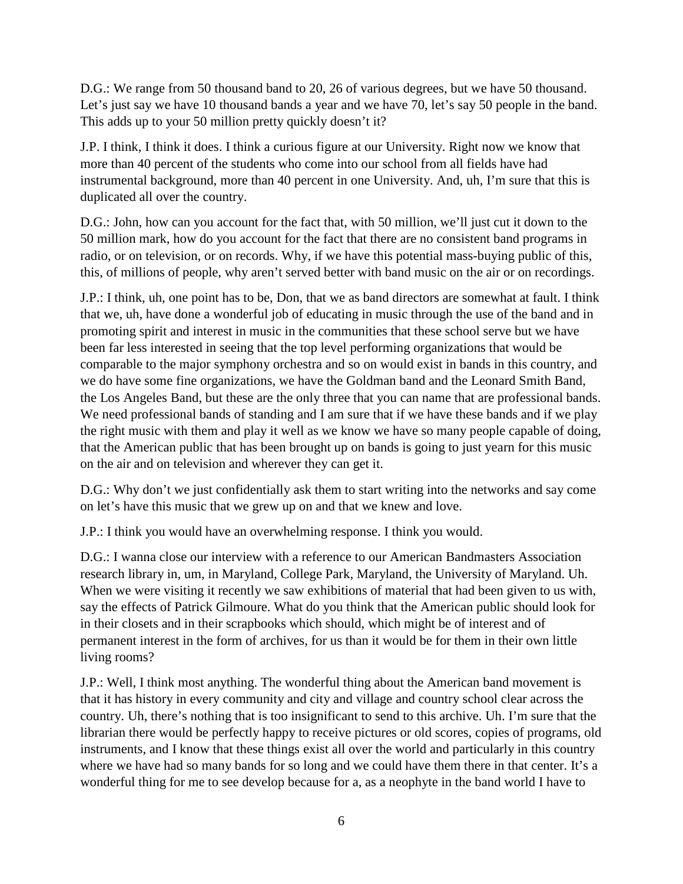D.G.: We range from 50 thousand band to 20, 26 of various degrees, but we have 50 thousand. Let's just say we have 10 thousand bands a year and we have 70, let's say 50 people in the band. This adds up to your 50 million pretty quickly doesn't it?

J.P. I think, I think it does. I think a curious figure at our University. Right now we know that more than 40 percent of the students who come into our school from all fields have had instrumental background, more than 40 percent in one University. And, uh, I'm sure that this is duplicated all over the country.

D.G.: John, how can you account for the fact that, with 50 million, we'll just cut it down to the 50 million mark, how do you account for the fact that there are no consistent band programs in radio, or on television, or on records. Why, if we have this potential mass-buying public of this, this, of millions of people, why aren't served better with band music on the air or on recordings.

J.P.: I think, uh, one point has to be, Don, that we as band directors are somewhat at fault. I think that we, uh, have done a wonderful job of educating in music through the use of the band and in promoting spirit and interest in music in the communities that these school serve but we have been far less interested in seeing that the top level performing organizations that would be comparable to the major symphony orchestra and so on would exist in bands in this country, and we do have some fine organizations, we have the Goldman band and the Leonard Smith Band, the Los Angeles Band, but these are the only three that you can name that are professional bands. We need professional bands of standing and I am sure that if we have these bands and if we play the right music with them and play it well as we know we have so many people capable of doing, that the American public that has been brought up on bands is going to just yearn for this music on the air and on television and wherever they can get it.

D.G.: Why don't we just confidentially ask them to start writing into the networks and say come on let's have this music that we grew up on and that we knew and love.

J.P.: I think you would have an overwhelming response. I think you would.

D.G.: I wanna close our interview with a reference to our American Bandmasters Association research library in, um, in Maryland, College Park, Maryland, the University of Maryland. Uh. When we were visiting it recently we saw exhibitions of material that had been given to us with, say the effects of Patrick Gilmoure. What do you think that the American public should look for in their closets and in their scrapbooks which should, which might be of interest and of permanent interest in the form of archives, for us than it would be for them in their own little living rooms?

J.P.: Well, I think most anything. The wonderful thing about the American band movement is that it has history in every community and city and village and country school clear across the country. Uh, there's nothing that is too insignificant to send to this archive. Uh. I'm sure that the librarian there would be perfectly happy to receive pictures or old scores, copies of programs, old instruments, and I know that these things exist all over the world and particularly in this country where we have had so many bands for so long and we could have them there in that center. It's a wonderful thing for me to see develop because for a, as a neophyte in the band world I have to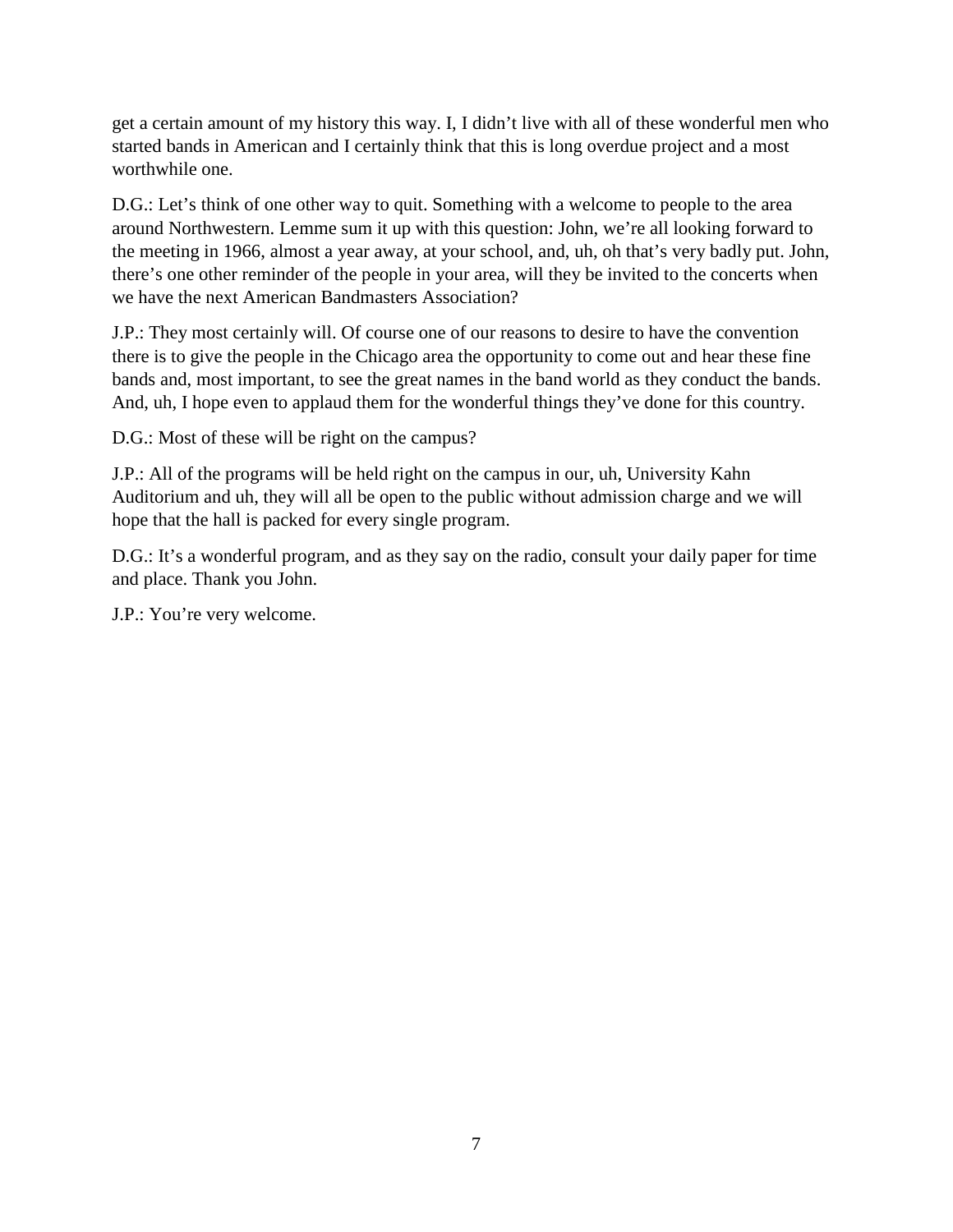get a certain amount of my history this way. I, I didn't live with all of these wonderful men who started bands in American and I certainly think that this is long overdue project and a most worthwhile one.

D.G.: Let's think of one other way to quit. Something with a welcome to people to the area around Northwestern. Lemme sum it up with this question: John, we're all looking forward to the meeting in 1966, almost a year away, at your school, and, uh, oh that's very badly put. John, there's one other reminder of the people in your area, will they be invited to the concerts when we have the next American Bandmasters Association?

J.P.: They most certainly will. Of course one of our reasons to desire to have the convention there is to give the people in the Chicago area the opportunity to come out and hear these fine bands and, most important, to see the great names in the band world as they conduct the bands. And, uh, I hope even to applaud them for the wonderful things they've done for this country.

D.G.: Most of these will be right on the campus?

J.P.: All of the programs will be held right on the campus in our, uh, University Kahn Auditorium and uh, they will all be open to the public without admission charge and we will hope that the hall is packed for every single program.

D.G.: It's a wonderful program, and as they say on the radio, consult your daily paper for time and place. Thank you John.

J.P.: You're very welcome.